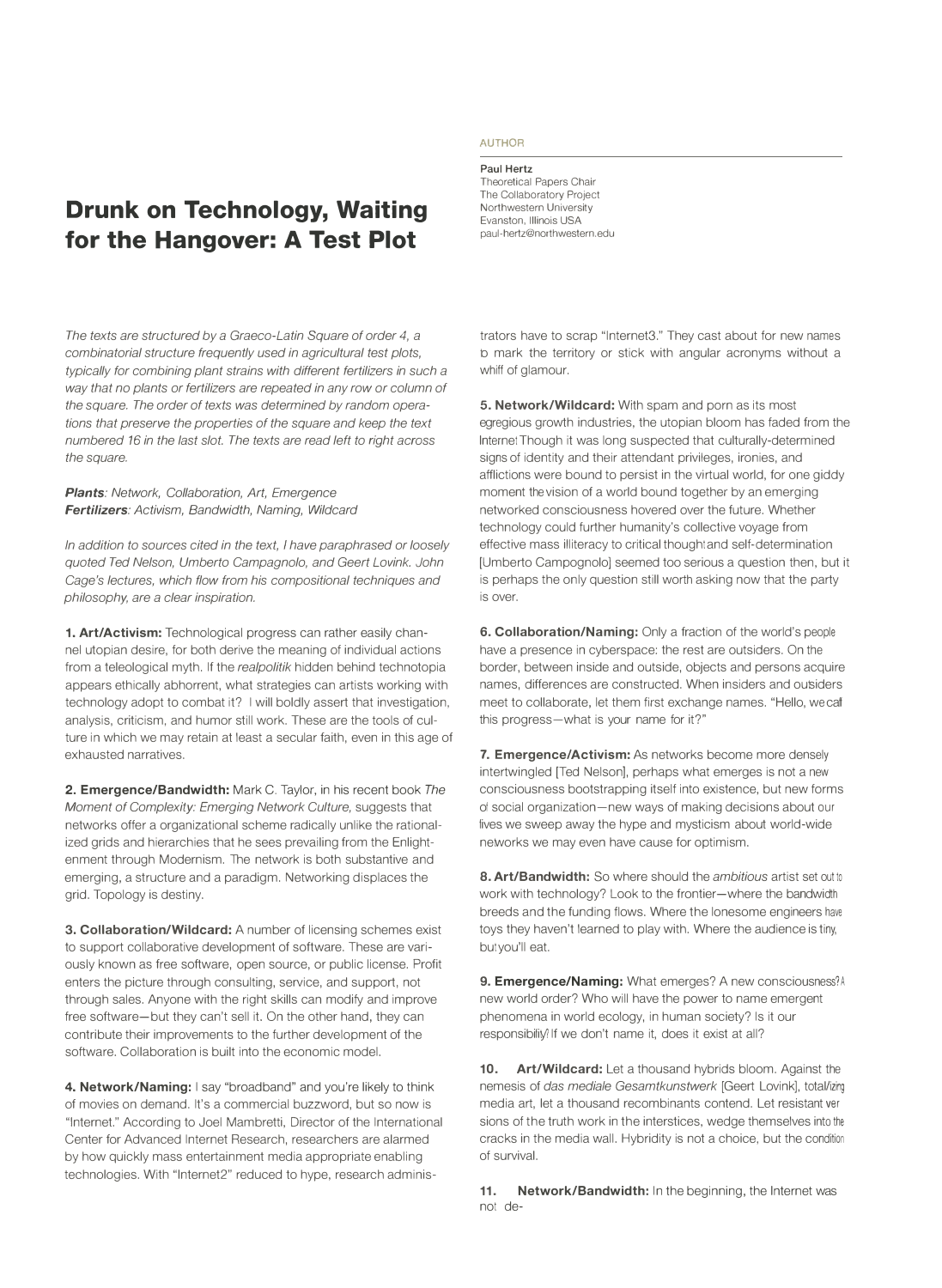# Drunk on Technology, Waiting for the Hangover: A Test Plot

AUTHOR

**Paul Hertz**
Theoretical Papers Chair
The Collaboratory Project
Northwestern University
Evanston, Illinois USA
paul-hertz@northwestern.edu

*The texts are structured by a Graeco-Latin Square of order 4, a combinatorial structure frequently used in agricultural test plots, typically for combining plant strains with different fertilizers in such a way that no plants or fertilizers are repeated in any row or column of the square. The order of texts was determined by random operations that preserve the properties of the square and keep the text numbered 16 in the last slot. The texts are read left to right across the square.*

***Plants**: Network, Collaboration, Art, Emergence*
***Fertilizers**: Activism, Bandwidth, Naming, Wildcard*

*In addition to sources cited in the text, I have paraphrased or loosely quoted Ted Nelson, Umberto Campagnolo, and Geert Lovink. John Cage's lectures, which flow from his compositional techniques and philosophy, are a clear inspiration.*

**1. Art/Activism:** Technological progress can rather easily channel utopian desire, for both derive the meaning of individual actions from a teleological myth. If the *realpolitik* hidden behind technotopia appears ethically abhorrent, what strategies can artists working with technology adopt to combat it? I will boldly assert that investigation, analysis, criticism, and humor still work. These are the tools of culture in which we may retain at least a secular faith, even in this age of exhausted narratives.

**2. Emergence/Bandwidth:** Mark C. Taylor, in his recent book *The Moment of Complexity: Emerging Network Culture,* suggests that networks offer a organizational scheme radically unlike the rationalized grids and hierarchies that he sees prevailing from the Enlightenment through Modernism. The network is both substantive and emerging, a structure and a paradigm. Networking displaces the grid. Topology is destiny.

**3. Collaboration/Wildcard:** A number of licensing schemes exist to support collaborative development of software. These are variously known as free software, open source, or public license. Profit enters the picture through consulting, service, and support, not through sales. Anyone with the right skills can modify and improve free software—but they can't sell it. On the other hand, they can contribute their improvements to the further development of the software. Collaboration is built into the economic model.

**4. Network/Naming:** I say "broadband" and you're likely to think of movies on demand. It's a commercial buzzword, but so now is "Internet." According to Joel Mambretti, Director of the International Center for Advanced Internet Research, researchers are alarmed by how quickly mass entertainment media appropriate enabling technologies. With "Internet2" reduced to hype, research administrators have to scrap "Internet3." They cast about for new names to mark the territory or stick with angular acronyms without a whiff of glamour.

**5. Network/Wildcard:** With spam and porn as its most egregious growth industries, the utopian bloom has faded from the Internet. Though it was long suspected that culturally-determined signs of identity and their attendant privileges, ironies, and afflictions were bound to persist in the virtual world, for one giddy moment the vision of a world bound together by an emerging networked consciousness hovered over the future. Whether technology could further humanity's collective voyage from effective mass illiteracy to critical thought and self-determination [Umberto Campognolo] seemed too serious a question then, but it is perhaps the only question still worth asking now that the party is over.

**6. Collaboration/Naming:** Only a fraction of the world's people have a presence in cyberspace: the rest are outsiders. On the border, between inside and outside, objects and persons acquire names, differences are constructed. When insiders and outsiders meet to collaborate, let them first exchange names. "Hello, we call this progress—what is your name for it?"

**7. Emergence/Activism:** As networks become more densely intertwingled [Ted Nelson], perhaps what emerges is not a new consciousness bootstrapping itself into existence, but new forms of social organization—new ways of making decisions about our lives we sweep away the hype and mysticism about world-wide networks we may even have cause for optimism.

**8. Art/Bandwidth:** So where should the *ambitious* artist set out to work with technology? Look to the frontier—where the bandwidth breeds and the funding flows. Where the lonesome engineers have toys they haven't learned to play with. Where the audience is tiny, but you'll eat.

**9. Emergence/Naming:** What emerges? A new consciousness? A new world order? Who will have the power to name emergent phenomena in world ecology, in human society? Is it our responsibility? If we don't name it, does it exist at all?

**10. Art/Wildcard:** Let a thousand hybrids bloom. Against the nemesis of *das mediale Gesamtkunstwerk* [Geert Lovink], totalizing media art, let a thousand recombinants contend. Let resistant versions of the truth work in the interstices, wedge themselves into the cracks in the media wall. Hybridity is not a choice, but the condition of survival.

**11. Network/Bandwidth:** In the beginning, the Internet was not de-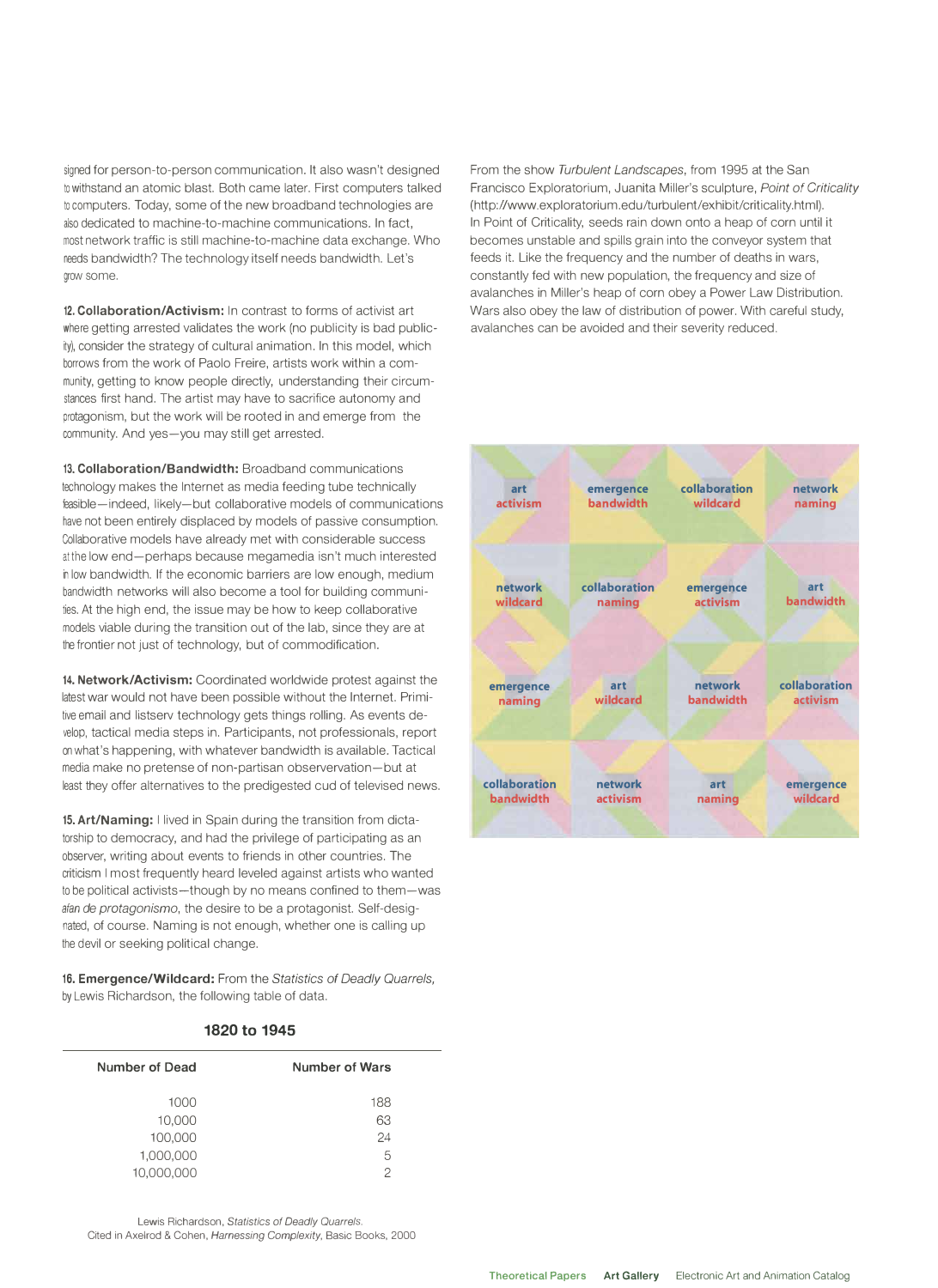signed for person-to-person communication. It also wasn't designed to withstand an atomic blast. Both came later. First computers talked to computers. Today, some of the new broadband technologies are also dedicated to machine-to-machine communications. In fact, most network traffic is still machine-to-machine data exchange. Who needs bandwidth? The technology itself needs bandwidth. Let's grow some.

**12. Collaboration/Activism:** In contrast to forms of activist art where getting arrested validates the work (no publicity is bad publicity), consider the strategy of cultural animation. In this model, which borrows from the work of Paolo Freire, artists work within a community, getting to know people directly, understanding their circumstances first hand. The artist may have to sacrifice autonomy and protagonism, but the work will be rooted in and emerge from the community. And yes—you may still get arrested.

**13. Collaboration/Bandwidth:** Broadband communications technology makes the Internet as media feeding tube technically feasible—indeed, likely—but collaborative models of communications have not been entirely displaced by models of passive consumption. Collaborative models have already met with considerable success at the low end—perhaps because megamedia isn't much interested in low bandwidth. If the economic barriers are low enough, medium bandwidth networks will also become a tool for building communities. At the high end, the issue may be how to keep collaborative models viable during the transition out of the lab, since they are at the frontier not just of technology, but of commodification.

**14. Network/Activism:** Coordinated worldwide protest against the latest war would not have been possible without the Internet. Primitive email and listserv technology gets things rolling. As events develop, tactical media steps in. Participants, not professionals, report on what's happening, with whatever bandwidth is available. Tactical media make no pretense of non-partisan observervation—but at least they offer alternatives to the predigested cud of televised news.

**15. Art/Naming:** I lived in Spain during the transition from dictatorship to democracy, and had the privilege of participating as an observer, writing about events to friends in other countries. The criticism I most frequently heard leveled against artists who wanted to be political activists—though by no means confined to them—was *afan de protagonismo*, the desire to be a protagonist. Self-designated, of course. Naming is not enough, whether one is calling up the devil or seeking political change.

**16. Emergence/Wildcard:** From the *Statistics of Deadly Quarrels*, by Lewis Richardson, the following table of data.

**1820 to 1945**

| Number of Dead | Number of Wars |
|---|---|
| 1000 | 188 |
| 10,000 | 63 |
| 100,000 | 24 |
| 1,000,000 | 5 |
| 10,000,000 | 2 |

Lewis Richardson, *Statistics of Deadly Quarrels*.
Cited in Axelrod & Cohen, *Harnessing Complexity*, Basic Books, 2000

From the show *Turbulent Landscapes*, from 1995 at the San Francisco Exploratorium, Juanita Miller's sculpture, *Point of Criticality* (http://www.exploratorium.edu/turbulent/exhibit/criticality.html). In Point of Criticality, seeds rain down onto a heap of corn until it becomes unstable and spills grain into the conveyor system that feeds it. Like the frequency and the number of deaths in wars, constantly fed with new population, the frequency and size of avalanches in Miller's heap of corn obey a Power Law Distribution. Wars also obey the law of distribution of power. With careful study, avalanches can be avoided and their severity reduced.

| | | | |
|---|---|---|---|
| art activism | emergence bandwidth | collaboration wildcard | network naming |
| network wildcard | collaboration naming | emergence activism | art bandwidth |
| emergence naming | art wildcard | network bandwidth | collaboration activism |
| collaboration bandwidth | network activism | art naming | emergence wildcard |